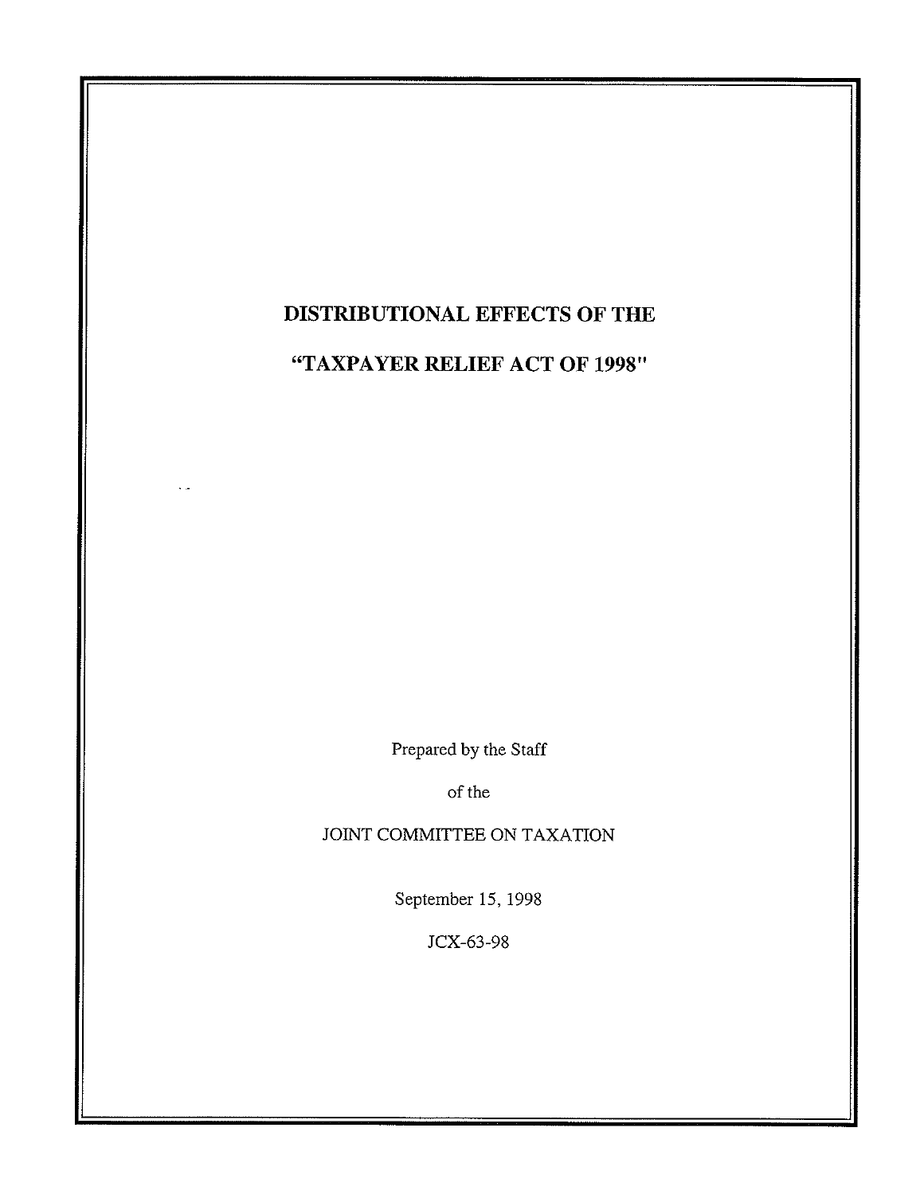# DISTRIBUTIONAL EFFECTS OF THE

# "TAXPAYER RELIEF ACT OF 1998"

Prepared by the Staff

of the

JOINT COMMITTEE ON TAXATION

September 15, 1998

JCX-63-98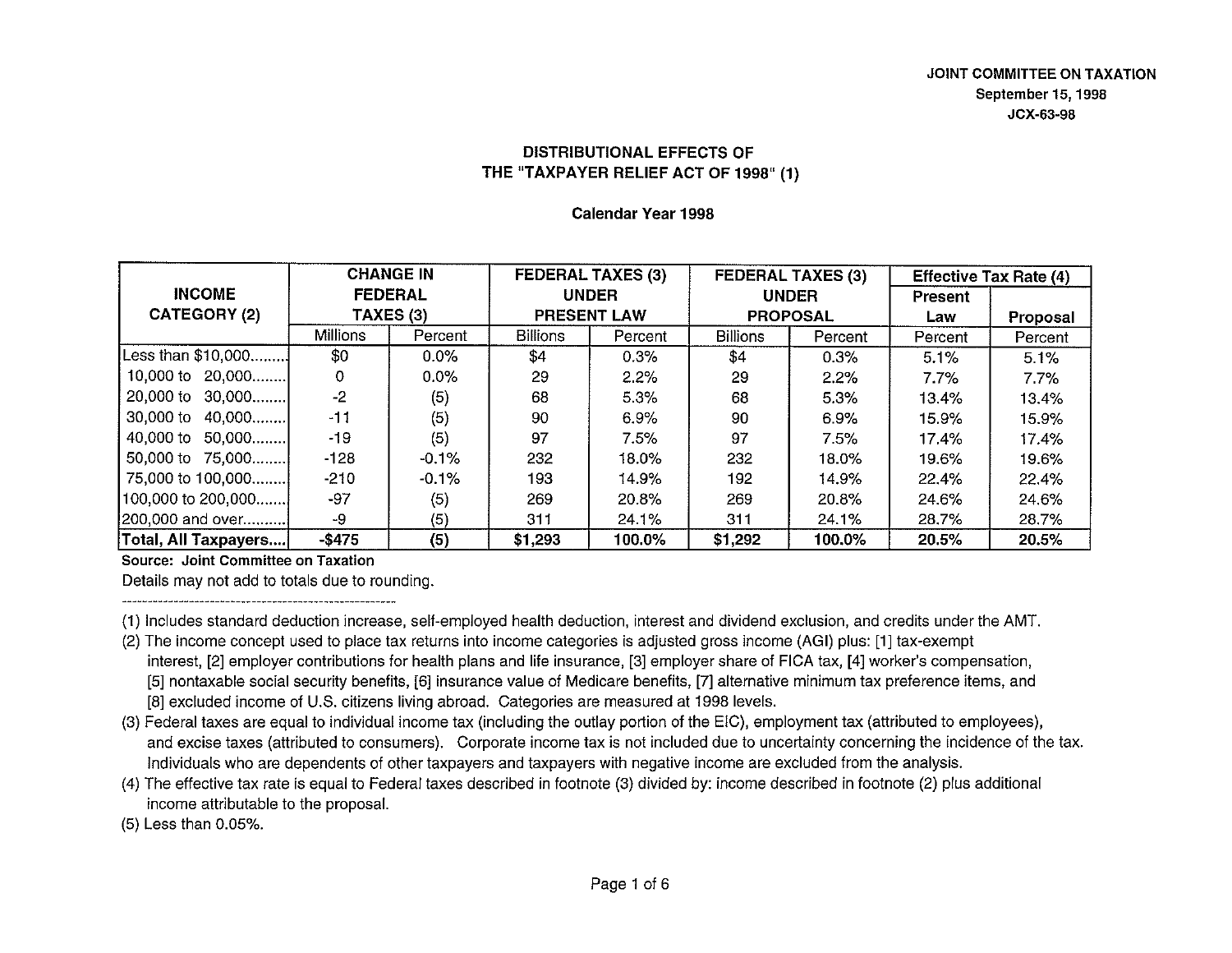JOINT COMMITTEE ON TAXATION
September 15, 1998
JCX-63-98

# DISTRIBUTIONAL EFFECTS OF THE "TAXPAYER RELIEF ACT OF 1998" (1)

### Calendar Year 1998

| INCOME CATEGORY (2) | CHANGE IN FEDERAL TAXES (3) | | FEDERAL TAXES (3) UNDER PRESENT LAW | | FEDERAL TAXES (3) UNDER PROPOSAL | | Effective Tax Rate (4) | |
|---|---|---|---|---|---|---|---|---|
| | | | | | | | Present Law | Proposal |
| | Millions | Percent | Billions | Percent | Billions | Percent | Percent | Percent |
| Less than $10,000........ | $0 | 0.0% | $4 | 0.3% | $4 | 0.3% | 5.1% | 5.1% |
| 10,000 to 20,000........ | 0 | 0.0% | 29 | 2.2% | 29 | 2.2% | 7.7% | 7.7% |
| 20,000 to 30,000........ | -2 | (5) | 68 | 5.3% | 68 | 5.3% | 13.4% | 13.4% |
| 30,000 to 40,000........ | -11 | (5) | 90 | 6.9% | 90 | 6.9% | 15.9% | 15.9% |
| 40,000 to 50,000........ | -19 | (5) | 97 | 7.5% | 97 | 7.5% | 17.4% | 17.4% |
| 50,000 to 75,000........ | -128 | -0.1% | 232 | 18.0% | 232 | 18.0% | 19.6% | 19.6% |
| 75,000 to 100,000........ | -210 | -0.1% | 193 | 14.9% | 192 | 14.9% | 22.4% | 22.4% |
| 100,000 to 200,000....... | -97 | (5) | 269 | 20.8% | 269 | 20.8% | 24.6% | 24.6% |
| 200,000 and over.......... | -9 | (5) | 311 | 24.1% | 311 | 24.1% | 28.7% | 28.7% |
| **Total, All Taxpayers....** | **-$475** | **(5)** | **$1,293** | **100.0%** | **$1,292** | **100.0%** | **20.5%** | **20.5%** |

**Source: Joint Committee on Taxation**

Details may not add to totals due to rounding.

---

(1) Includes standard deduction increase, self-employed health deduction, interest and dividend exclusion, and credits under the AMT.

(2) The income concept used to place tax returns into income categories is adjusted gross income (AGI) plus: [1] tax-exempt interest, [2] employer contributions for health plans and life insurance, [3] employer share of FICA tax, [4] worker's compensation, [5] nontaxable social security benefits, [6] insurance value of Medicare benefits, [7] alternative minimum tax preference items, and [8] excluded income of U.S. citizens living abroad. Categories are measured at 1998 levels.

(3) Federal taxes are equal to individual income tax (including the outlay portion of the EIC), employment tax (attributed to employees), and excise taxes (attributed to consumers). Corporate income tax is not included due to uncertainty concerning the incidence of the tax. Individuals who are dependents of other taxpayers and taxpayers with negative income are excluded from the analysis.

(4) The effective tax rate is equal to Federal taxes described in footnote (3) divided by: income described in footnote (2) plus additional income attributable to the proposal.

(5) Less than 0.05%.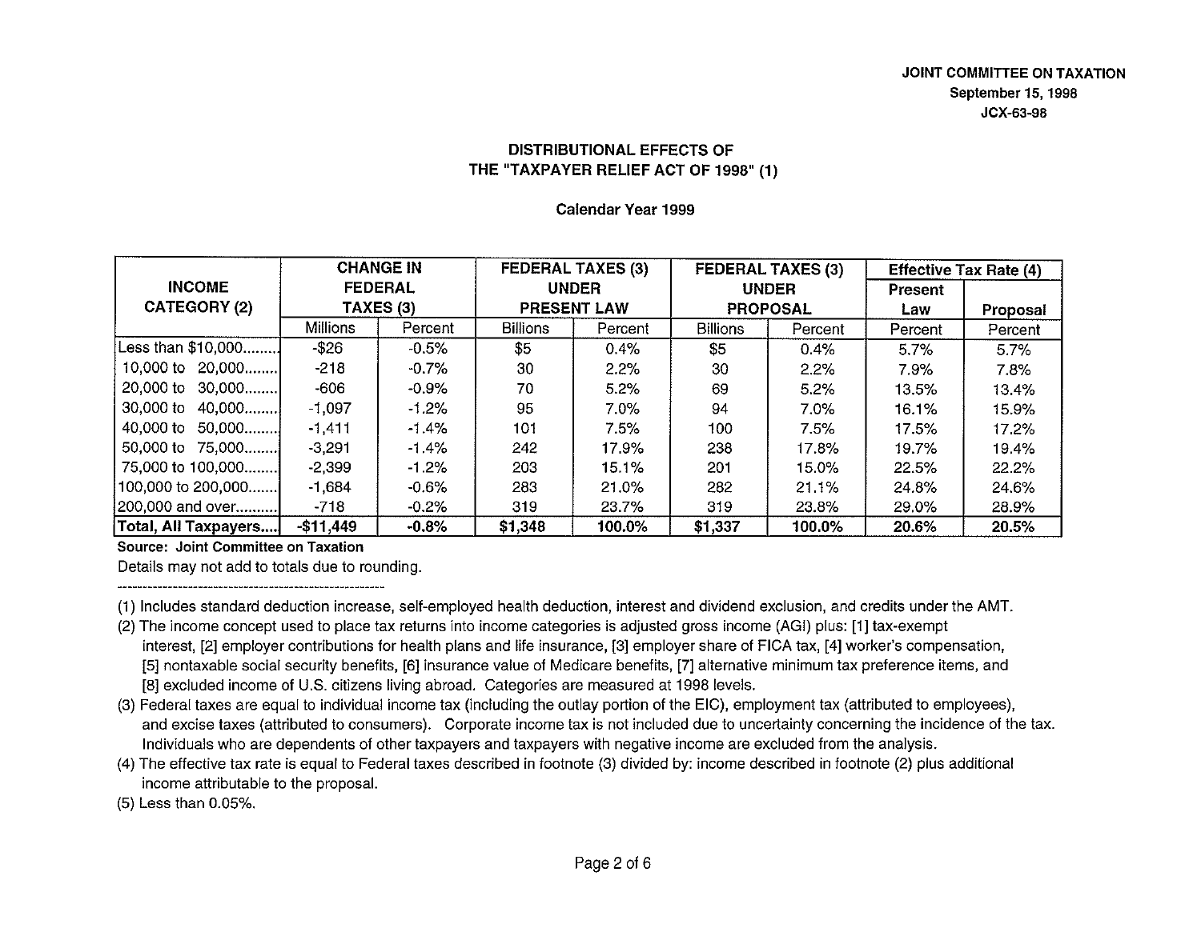JOINT COMMITTEE ON TAXATION
September 15, 1998
JCX-63-98

## DISTRIBUTIONAL EFFECTS OF THE "TAXPAYER RELIEF ACT OF 1998" (1)

### Calendar Year 1999

| INCOME CATEGORY (2) | CHANGE IN FEDERAL TAXES (3) | | FEDERAL TAXES (3) UNDER PRESENT LAW | | FEDERAL TAXES (3) UNDER PROPOSAL | | Effective Tax Rate (4) | |
|---|---|---|---|---|---|---|---|---|
| | | | | | | | Present Law | Proposal |
| | Millions | Percent | Billions | Percent | Billions | Percent | Percent | Percent |
| Less than $10,000........ | -$26 | -0.5% | $5 | 0.4% | $5 | 0.4% | 5.7% | 5.7% |
| 10,000 to 20,000........ | -218 | -0.7% | 30 | 2.2% | 30 | 2.2% | 7.9% | 7.8% |
| 20,000 to 30,000........ | -606 | -0.9% | 70 | 5.2% | 69 | 5.2% | 13.5% | 13.4% |
| 30,000 to 40,000........ | -1,097 | -1.2% | 95 | 7.0% | 94 | 7.0% | 16.1% | 15.9% |
| 40,000 to 50,000........ | -1,411 | -1.4% | 101 | 7.5% | 100 | 7.5% | 17.5% | 17.2% |
| 50,000 to 75,000........ | -3,291 | -1.4% | 242 | 17.9% | 238 | 17.8% | 19.7% | 19.4% |
| 75,000 to 100,000........ | -2,399 | -1.2% | 203 | 15.1% | 201 | 15.0% | 22.5% | 22.2% |
| 100,000 to 200,000....... | -1,684 | -0.6% | 283 | 21.0% | 282 | 21.1% | 24.8% | 24.6% |
| 200,000 and over.......... | -718 | -0.2% | 319 | 23.7% | 319 | 23.8% | 29.0% | 28.9% |
| **Total, All Taxpayers....** | **-$11,449** | **-0.8%** | **$1,348** | **100.0%** | **$1,337** | **100.0%** | **20.6%** | **20.5%** |

**Source: Joint Committee on Taxation**

Details may not add to totals due to rounding.

---

(1) Includes standard deduction increase, self-employed health deduction, interest and dividend exclusion, and credits under the AMT.

(2) The income concept used to place tax returns into income categories is adjusted gross income (AGI) plus: [1] tax-exempt interest, [2] employer contributions for health plans and life insurance, [3] employer share of FICA tax, [4] worker's compensation, [5] nontaxable social security benefits, [6] insurance value of Medicare benefits, [7] alternative minimum tax preference items, and [8] excluded income of U.S. citizens living abroad. Categories are measured at 1998 levels.

(3) Federal taxes are equal to individual income tax (including the outlay portion of the EIC), employment tax (attributed to employees), and excise taxes (attributed to consumers). Corporate income tax is not included due to uncertainty concerning the incidence of the tax. Individuals who are dependents of other taxpayers and taxpayers with negative income are excluded from the analysis.

(4) The effective tax rate is equal to Federal taxes described in footnote (3) divided by: income described in footnote (2) plus additional income attributable to the proposal.

(5) Less than 0.05%.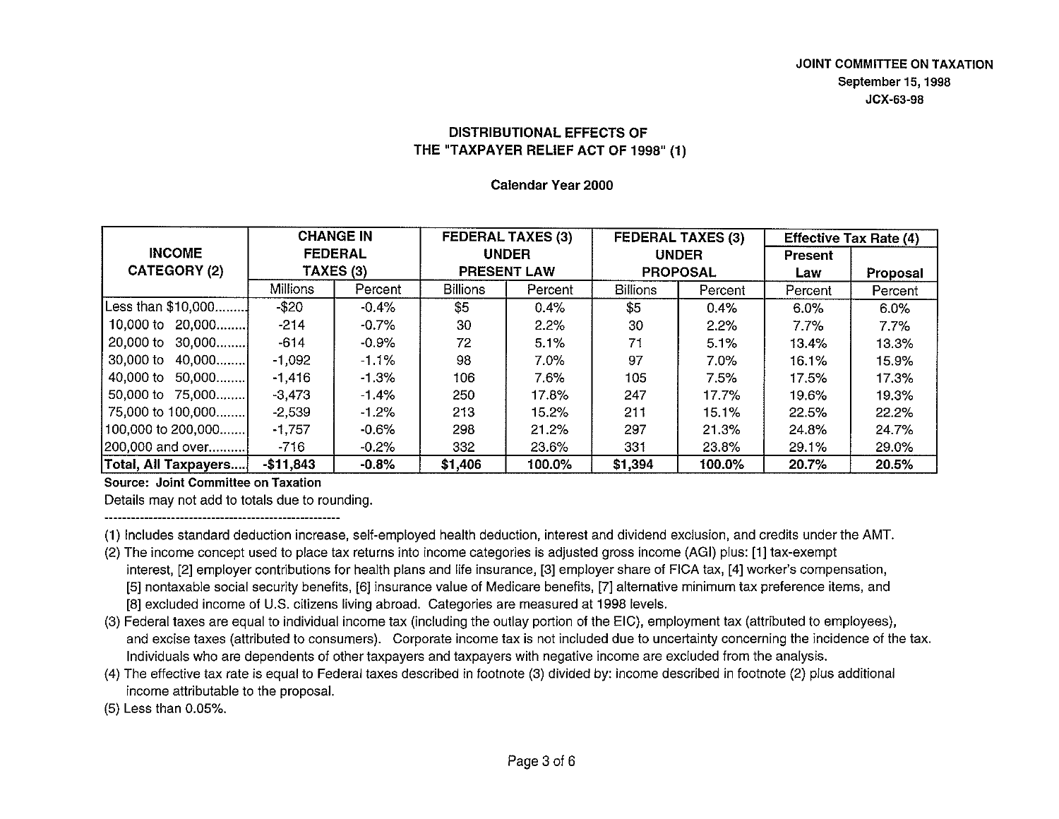JOINT COMMITTEE ON TAXATION
September 15, 1998
JCX-63-98

## DISTRIBUTIONAL EFFECTS OF THE "TAXPAYER RELIEF ACT OF 1998" (1)

### Calendar Year 2000

| INCOME CATEGORY (2) | CHANGE IN FEDERAL TAXES (3) | | FEDERAL TAXES (3) UNDER PRESENT LAW | | FEDERAL TAXES (3) UNDER PROPOSAL | | Effective Tax Rate (4) | |
|---|---|---|---|---|---|---|---|---|
| | | | | | | | Present Law | Proposal |
| | Millions | Percent | Billions | Percent | Billions | Percent | Percent | Percent |
| Less than $10,000........ | -$20 | -0.4% | $5 | 0.4% | $5 | 0.4% | 6.0% | 6.0% |
| 10,000 to 20,000........ | -214 | -0.7% | 30 | 2.2% | 30 | 2.2% | 7.7% | 7.7% |
| 20,000 to 30,000........ | -614 | -0.9% | 72 | 5.1% | 71 | 5.1% | 13.4% | 13.3% |
| 30,000 to 40,000........ | -1,092 | -1.1% | 98 | 7.0% | 97 | 7.0% | 16.1% | 15.9% |
| 40,000 to 50,000........ | -1,416 | -1.3% | 106 | 7.6% | 105 | 7.5% | 17.5% | 17.3% |
| 50,000 to 75,000........ | -3,473 | -1.4% | 250 | 17.8% | 247 | 17.7% | 19.6% | 19.3% |
| 75,000 to 100,000........ | -2,539 | -1.2% | 213 | 15.2% | 211 | 15.1% | 22.5% | 22.2% |
| 100,000 to 200,000....... | -1,757 | -0.6% | 298 | 21.2% | 297 | 21.3% | 24.8% | 24.7% |
| 200,000 and over.......... | -716 | -0.2% | 332 | 23.6% | 331 | 23.8% | 29.1% | 29.0% |
| **Total, All Taxpayers....** | **-$11,843** | **-0.8%** | **$1,406** | **100.0%** | **$1,394** | **100.0%** | **20.7%** | **20.5%** |

**Source: Joint Committee on Taxation**

Details may not add to totals due to rounding.

---

(1) Includes standard deduction increase, self-employed health deduction, interest and dividend exclusion, and credits under the AMT.

(2) The income concept used to place tax returns into income categories is adjusted gross income (AGI) plus: [1] tax-exempt interest, [2] employer contributions for health plans and life insurance, [3] employer share of FICA tax, [4] worker's compensation, [5] nontaxable social security benefits, [6] insurance value of Medicare benefits, [7] alternative minimum tax preference items, and [8] excluded income of U.S. citizens living abroad. Categories are measured at 1998 levels.

(3) Federal taxes are equal to individual income tax (including the outlay portion of the EIC), employment tax (attributed to employees), and excise taxes (attributed to consumers). Corporate income tax is not included due to uncertainty concerning the incidence of the tax. Individuals who are dependents of other taxpayers and taxpayers with negative income are excluded from the analysis.

(4) The effective tax rate is equal to Federal taxes described in footnote (3) divided by: income described in footnote (2) plus additional income attributable to the proposal.

(5) Less than 0.05%.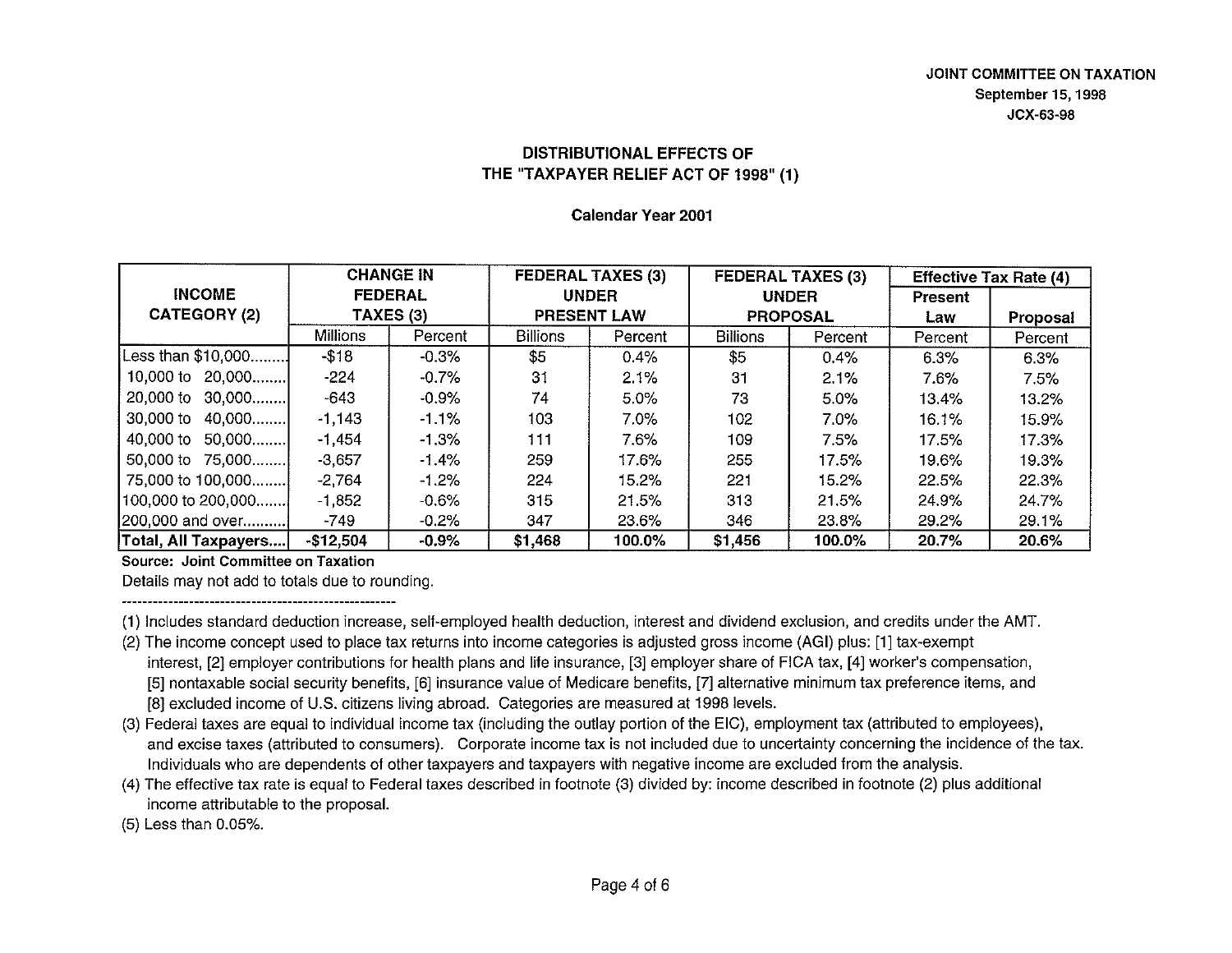JOINT COMMITTEE ON TAXATION
September 15, 1998
JCX-63-98

## DISTRIBUTIONAL EFFECTS OF THE "TAXPAYER RELIEF ACT OF 1998" (1)

### Calendar Year 2001

| INCOME CATEGORY (2) | CHANGE IN FEDERAL TAXES (3) | | FEDERAL TAXES (3) UNDER PRESENT LAW | | FEDERAL TAXES (3) UNDER PROPOSAL | | Effective Tax Rate (4) | |
|---|---|---|---|---|---|---|---|---|
| | | | | | | | Present Law | Proposal |
| | Millions | Percent | Billions | Percent | Billions | Percent | Percent | Percent |
| Less than $10,000......... | -$18 | -0.3% | $5 | 0.4% | $5 | 0.4% | 6.3% | 6.3% |
| 10,000 to 20,000........ | -224 | -0.7% | 31 | 2.1% | 31 | 2.1% | 7.6% | 7.5% |
| 20,000 to 30,000........ | -643 | -0.9% | 74 | 5.0% | 73 | 5.0% | 13.4% | 13.2% |
| 30,000 to 40,000........ | -1,143 | -1.1% | 103 | 7.0% | 102 | 7.0% | 16.1% | 15.9% |
| 40,000 to 50,000........ | -1,454 | -1.3% | 111 | 7.6% | 109 | 7.5% | 17.5% | 17.3% |
| 50,000 to 75,000........ | -3,657 | -1.4% | 259 | 17.6% | 255 | 17.5% | 19.6% | 19.3% |
| 75,000 to 100,000........ | -2,764 | -1.2% | 224 | 15.2% | 221 | 15.2% | 22.5% | 22.3% |
| 100,000 to 200,000....... | -1,852 | -0.6% | 315 | 21.5% | 313 | 21.5% | 24.9% | 24.7% |
| 200,000 and over.......... | -749 | -0.2% | 347 | 23.6% | 346 | 23.8% | 29.2% | 29.1% |
| **Total, All Taxpayers....** | **-$12,504** | **-0.9%** | **$1,468** | **100.0%** | **$1,456** | **100.0%** | **20.7%** | **20.6%** |

**Source: Joint Committee on Taxation**

Details may not add to totals due to rounding.

---

(1) Includes standard deduction increase, self-employed health deduction, interest and dividend exclusion, and credits under the AMT.

(2) The income concept used to place tax returns into income categories is adjusted gross income (AGI) plus: [1] tax-exempt interest, [2] employer contributions for health plans and life insurance, [3] employer share of FICA tax, [4] worker's compensation, [5] nontaxable social security benefits, [6] insurance value of Medicare benefits, [7] alternative minimum tax preference items, and [8] excluded income of U.S. citizens living abroad. Categories are measured at 1998 levels.

(3) Federal taxes are equal to individual income tax (including the outlay portion of the EIC), employment tax (attributed to employees), and excise taxes (attributed to consumers). Corporate income tax is not included due to uncertainty concerning the incidence of the tax. Individuals who are dependents of other taxpayers and taxpayers with negative income are excluded from the analysis.

(4) The effective tax rate is equal to Federal taxes described in footnote (3) divided by: income described in footnote (2) plus additional income attributable to the proposal.

(5) Less than 0.05%.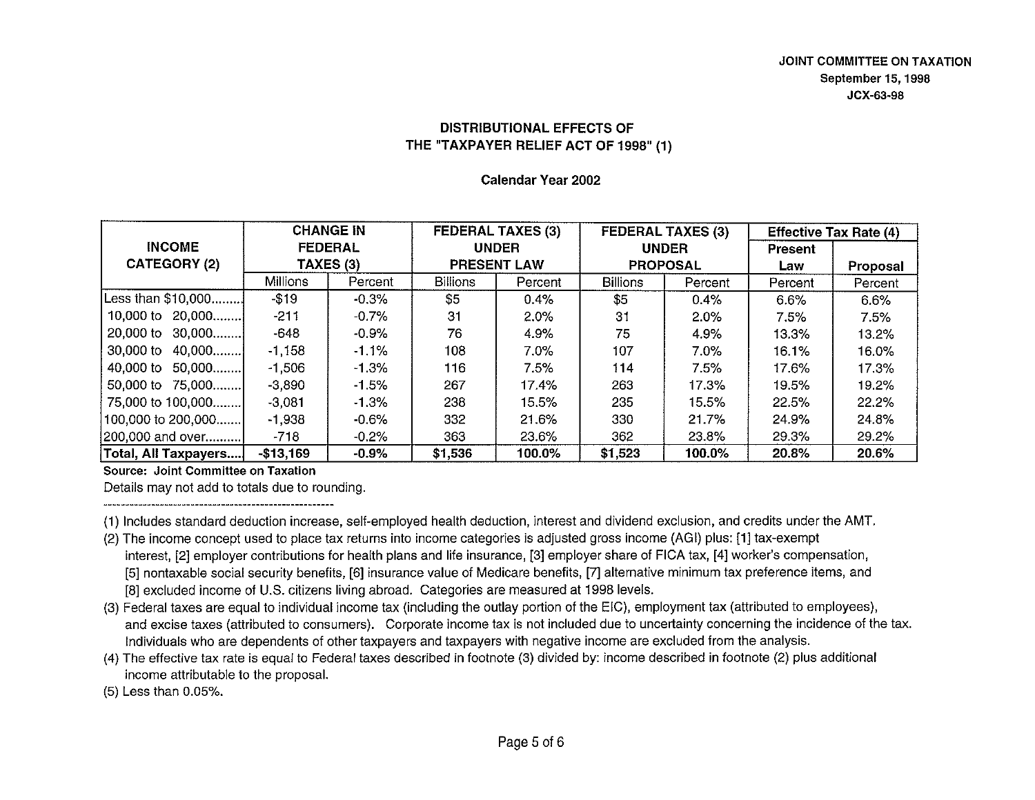JOINT COMMITTEE ON TAXATION
September 15, 1998
JCX-63-98

## DISTRIBUTIONAL EFFECTS OF THE "TAXPAYER RELIEF ACT OF 1998" (1)

### Calendar Year 2002

| INCOME CATEGORY (2) | CHANGE IN FEDERAL TAXES (3) | | FEDERAL TAXES (3) UNDER PRESENT LAW | | FEDERAL TAXES (3) UNDER PROPOSAL | | Effective Tax Rate (4) | |
|---|---|---|---|---|---|---|---|---|
| | | | | | | | Present Law | Proposal |
| | Millions | Percent | Billions | Percent | Billions | Percent | Percent | Percent |
| Less than $10,000........ | -$19 | -0.3% | $5 | 0.4% | $5 | 0.4% | 6.6% | 6.6% |
| 10,000 to 20,000........ | -211 | -0.7% | 31 | 2.0% | 31 | 2.0% | 7.5% | 7.5% |
| 20,000 to 30,000........ | -648 | -0.9% | 76 | 4.9% | 75 | 4.9% | 13.3% | 13.2% |
| 30,000 to 40,000........ | -1,158 | -1.1% | 108 | 7.0% | 107 | 7.0% | 16.1% | 16.0% |
| 40,000 to 50,000........ | -1,506 | -1.3% | 116 | 7.5% | 114 | 7.5% | 17.6% | 17.3% |
| 50,000 to 75,000........ | -3,890 | -1.5% | 267 | 17.4% | 263 | 17.3% | 19.5% | 19.2% |
| 75,000 to 100,000........ | -3,081 | -1.3% | 238 | 15.5% | 235 | 15.5% | 22.5% | 22.2% |
| 100,000 to 200,000....... | -1,938 | -0.6% | 332 | 21.6% | 330 | 21.7% | 24.9% | 24.8% |
| 200,000 and over.......... | -718 | -0.2% | 363 | 23.6% | 362 | 23.8% | 29.3% | 29.2% |
| **Total, All Taxpayers....** | **-$13,169** | **-0.9%** | **$1,536** | **100.0%** | **$1,523** | **100.0%** | **20.8%** | **20.6%** |

**Source: Joint Committee on Taxation**

Details may not add to totals due to rounding.

---

(1) Includes standard deduction increase, self-employed health deduction, interest and dividend exclusion, and credits under the AMT.

(2) The income concept used to place tax returns into income categories is adjusted gross income (AGI) plus: [1] tax-exempt interest, [2] employer contributions for health plans and life insurance, [3] employer share of FICA tax, [4] worker's compensation, [5] nontaxable social security benefits, [6] insurance value of Medicare benefits, [7] alternative minimum tax preference items, and [8] excluded income of U.S. citizens living abroad. Categories are measured at 1998 levels.

(3) Federal taxes are equal to individual income tax (including the outlay portion of the EIC), employment tax (attributed to employees), and excise taxes (attributed to consumers). Corporate income tax is not included due to uncertainty concerning the incidence of the tax. Individuals who are dependents of other taxpayers and taxpayers with negative income are excluded from the analysis.

(4) The effective tax rate is equal to Federal taxes described in footnote (3) divided by: income described in footnote (2) plus additional income attributable to the proposal.

(5) Less than 0.05%.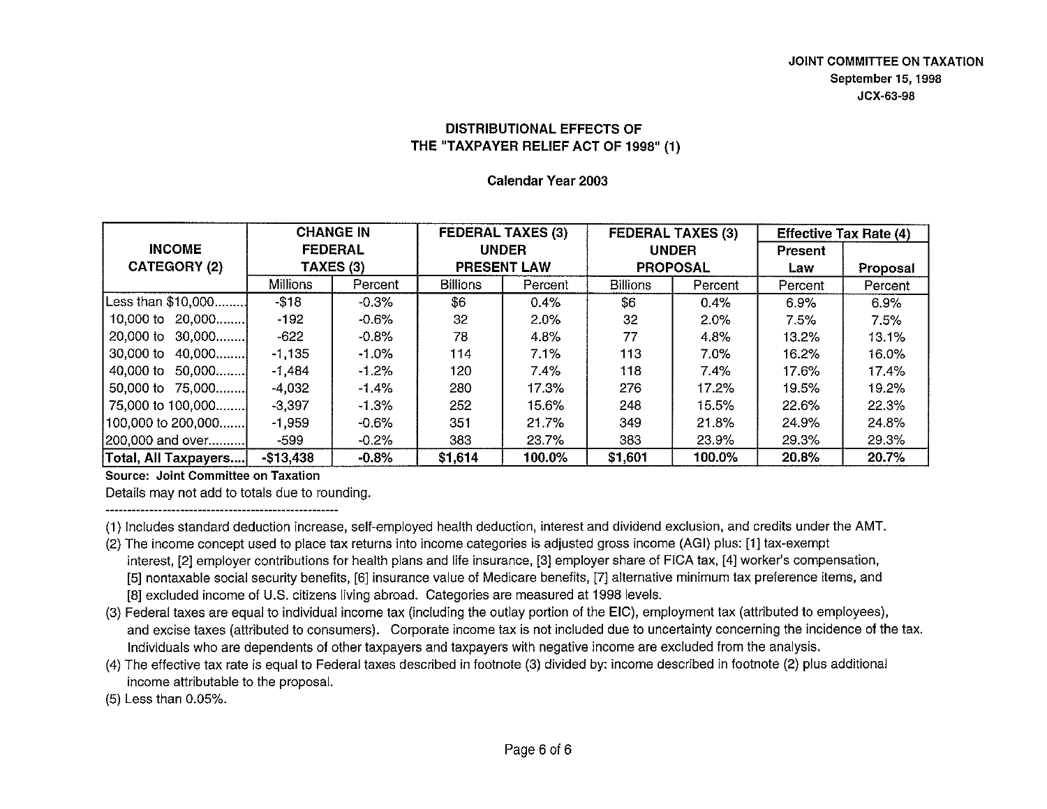JOINT COMMITTEE ON TAXATION
September 15, 1998
JCX-63-98

## DISTRIBUTIONAL EFFECTS OF THE "TAXPAYER RELIEF ACT OF 1998" (1)

### Calendar Year 2003

| INCOME CATEGORY (2) | CHANGE IN FEDERAL TAXES (3) | | FEDERAL TAXES (3) UNDER PRESENT LAW | | FEDERAL TAXES (3) UNDER PROPOSAL | | Effective Tax Rate (4) | |
|---|---|---|---|---|---|---|---|---|
| | | | | | | | Present Law | Proposal |
| | Millions | Percent | Billions | Percent | Billions | Percent | Percent | Percent |
| Less than $10,000........ | -$18 | -0.3% | $6 | 0.4% | $6 | 0.4% | 6.9% | 6.9% |
| 10,000 to 20,000........ | -192 | -0.6% | 32 | 2.0% | 32 | 2.0% | 7.5% | 7.5% |
| 20,000 to 30,000........ | -622 | -0.8% | 78 | 4.8% | 77 | 4.8% | 13.2% | 13.1% |
| 30,000 to 40,000........ | -1,135 | -1.0% | 114 | 7.1% | 113 | 7.0% | 16.2% | 16.0% |
| 40,000 to 50,000........ | -1,484 | -1.2% | 120 | 7.4% | 118 | 7.4% | 17.6% | 17.4% |
| 50,000 to 75,000........ | -4,032 | -1.4% | 280 | 17.3% | 276 | 17.2% | 19.5% | 19.2% |
| 75,000 to 100,000........ | -3,397 | -1.3% | 252 | 15.6% | 248 | 15.5% | 22.6% | 22.3% |
| 100,000 to 200,000....... | -1,959 | -0.6% | 351 | 21.7% | 349 | 21.8% | 24.9% | 24.8% |
| 200,000 and over.......... | -599 | -0.2% | 383 | 23.7% | 383 | 23.9% | 29.3% | 29.3% |
| **Total, All Taxpayers....** | **-$13,438** | **-0.8%** | **$1,614** | **100.0%** | **$1,601** | **100.0%** | **20.8%** | **20.7%** |

**Source: Joint Committee on Taxation**

Details may not add to totals due to rounding.

-----------------------------------------------------

(1) Includes standard deduction increase, self-employed health deduction, interest and dividend exclusion, and credits under the AMT.

(2) The income concept used to place tax returns into income categories is adjusted gross income (AGI) plus: [1] tax-exempt interest, [2] employer contributions for health plans and life insurance, [3] employer share of FICA tax, [4] worker's compensation, [5] nontaxable social security benefits, [6] insurance value of Medicare benefits, [7] alternative minimum tax preference items, and [8] excluded income of U.S. citizens living abroad. Categories are measured at 1998 levels.

(3) Federal taxes are equal to individual income tax (including the outlay portion of the EIC), employment tax (attributed to employees), and excise taxes (attributed to consumers). Corporate income tax is not included due to uncertainty concerning the incidence of the tax. Individuals who are dependents of other taxpayers and taxpayers with negative income are excluded from the analysis.

(4) The effective tax rate is equal to Federal taxes described in footnote (3) divided by: income described in footnote (2) plus additional income attributable to the proposal.

(5) Less than 0.05%.